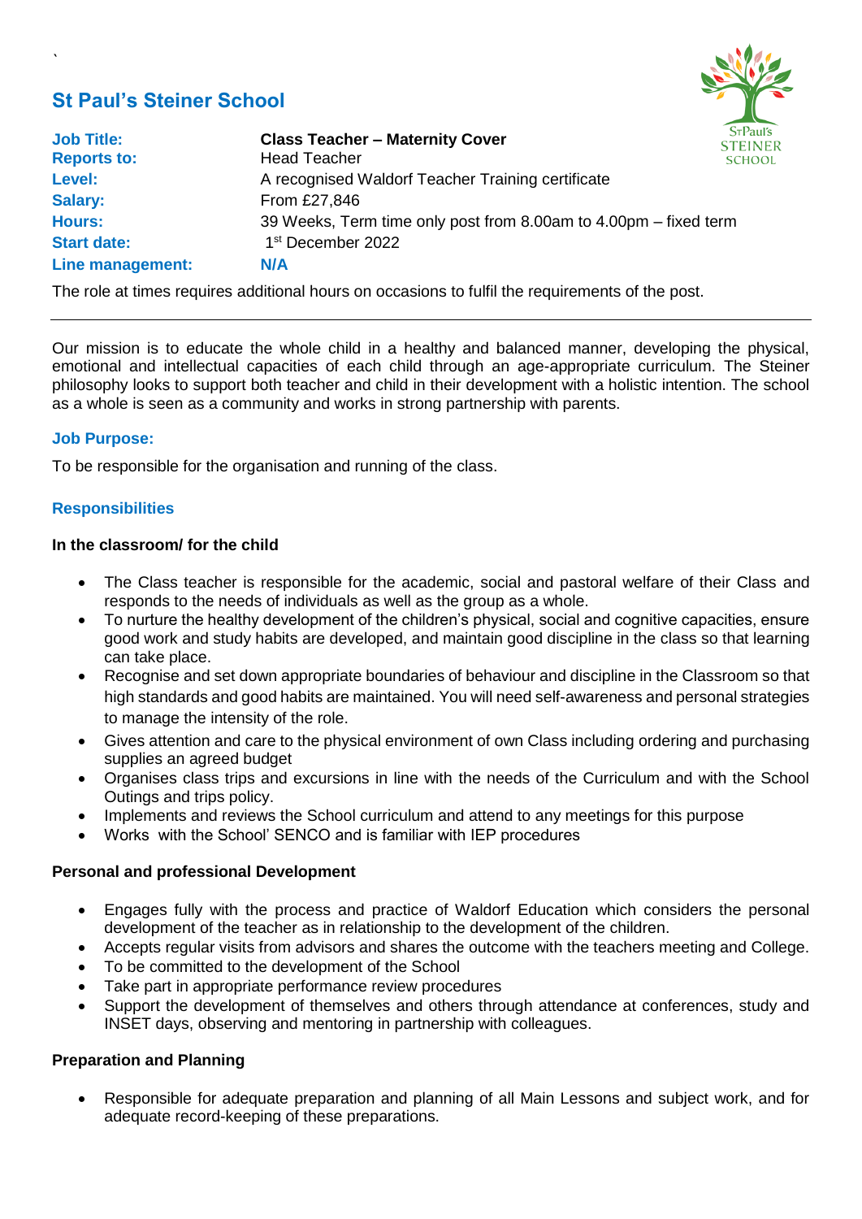# St Paul's Steiner School

| | |
|---|---|
| **Job Title:** | **Class Teacher – Maternity Cover** |
| **Reports to:** | Head Teacher |
| **Level:** | A recognised Waldorf Teacher Training certificate |
| **Salary:** | From £27,846 |
| **Hours:** | 39 Weeks, Term time only post from 8.00am to 4.00pm – fixed term |
| **Start date:** | 1st December 2022 |
| **Line management:** | **N/A** |

The role at times requires additional hours on occasions to fulfil the requirements of the post.

---

Our mission is to educate the whole child in a healthy and balanced manner, developing the physical, emotional and intellectual capacities of each child through an age-appropriate curriculum. The Steiner philosophy looks to support both teacher and child in their development with a holistic intention. The school as a whole is seen as a community and works in strong partnership with parents.

## Job Purpose:

To be responsible for the organisation and running of the class.

## Responsibilities

### In the classroom/ for the child

- The Class teacher is responsible for the academic, social and pastoral welfare of their Class and responds to the needs of individuals as well as the group as a whole.
- To nurture the healthy development of the children's physical, social and cognitive capacities, ensure good work and study habits are developed, and maintain good discipline in the class so that learning can take place.
- Recognise and set down appropriate boundaries of behaviour and discipline in the Classroom so that high standards and good habits are maintained. You will need self-awareness and personal strategies to manage the intensity of the role.
- Gives attention and care to the physical environment of own Class including ordering and purchasing supplies an agreed budget
- Organises class trips and excursions in line with the needs of the Curriculum and with the School Outings and trips policy.
- Implements and reviews the School curriculum and attend to any meetings for this purpose
- Works with the School' SENCO and is familiar with IEP procedures

### Personal and professional Development

- Engages fully with the process and practice of Waldorf Education which considers the personal development of the teacher as in relationship to the development of the children.
- Accepts regular visits from advisors and shares the outcome with the teachers meeting and College.
- To be committed to the development of the School
- Take part in appropriate performance review procedures
- Support the development of themselves and others through attendance at conferences, study and INSET days, observing and mentoring in partnership with colleagues.

### Preparation and Planning

- Responsible for adequate preparation and planning of all Main Lessons and subject work, and for adequate record-keeping of these preparations.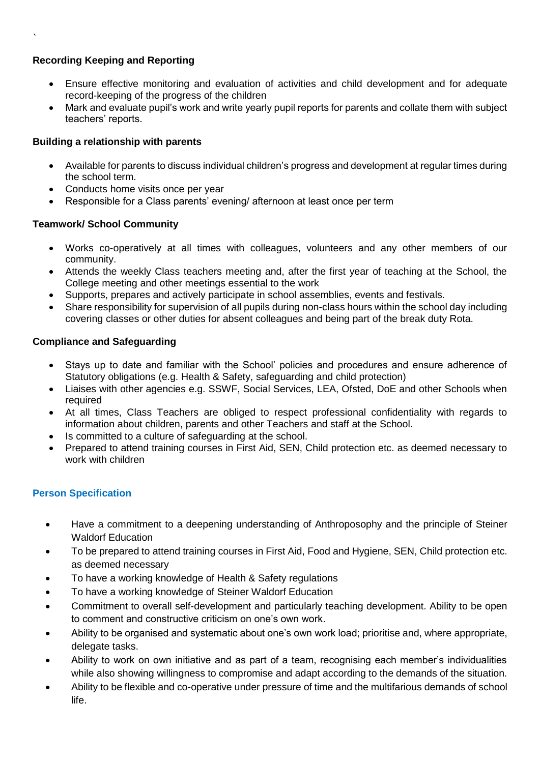### Recording Keeping and Reporting

- Ensure effective monitoring and evaluation of activities and child development and for adequate record-keeping of the progress of the children
- Mark and evaluate pupil's work and write yearly pupil reports for parents and collate them with subject teachers' reports.

### Building a relationship with parents

- Available for parents to discuss individual children's progress and development at regular times during the school term.
- Conducts home visits once per year
- Responsible for a Class parents' evening/ afternoon at least once per term

### Teamwork/ School Community

- Works co-operatively at all times with colleagues, volunteers and any other members of our community.
- Attends the weekly Class teachers meeting and, after the first year of teaching at the School, the College meeting and other meetings essential to the work
- Supports, prepares and actively participate in school assemblies, events and festivals.
- Share responsibility for supervision of all pupils during non-class hours within the school day including covering classes or other duties for absent colleagues and being part of the break duty Rota.

### Compliance and Safeguarding

- Stays up to date and familiar with the School' policies and procedures and ensure adherence of Statutory obligations (e.g. Health & Safety, safeguarding and child protection)
- Liaises with other agencies e.g. SSWF, Social Services, LEA, Ofsted, DoE and other Schools when required
- At all times, Class Teachers are obliged to respect professional confidentiality with regards to information about children, parents and other Teachers and staff at the School.
- Is committed to a culture of safeguarding at the school.
- Prepared to attend training courses in First Aid, SEN, Child protection etc. as deemed necessary to work with children

## Person Specification

- Have a commitment to a deepening understanding of Anthroposophy and the principle of Steiner Waldorf Education
- To be prepared to attend training courses in First Aid, Food and Hygiene, SEN, Child protection etc. as deemed necessary
- To have a working knowledge of Health & Safety regulations
- To have a working knowledge of Steiner Waldorf Education
- Commitment to overall self-development and particularly teaching development. Ability to be open to comment and constructive criticism on one's own work.
- Ability to be organised and systematic about one's own work load; prioritise and, where appropriate, delegate tasks.
- Ability to work on own initiative and as part of a team, recognising each member's individualities while also showing willingness to compromise and adapt according to the demands of the situation.
- Ability to be flexible and co-operative under pressure of time and the multifarious demands of school life.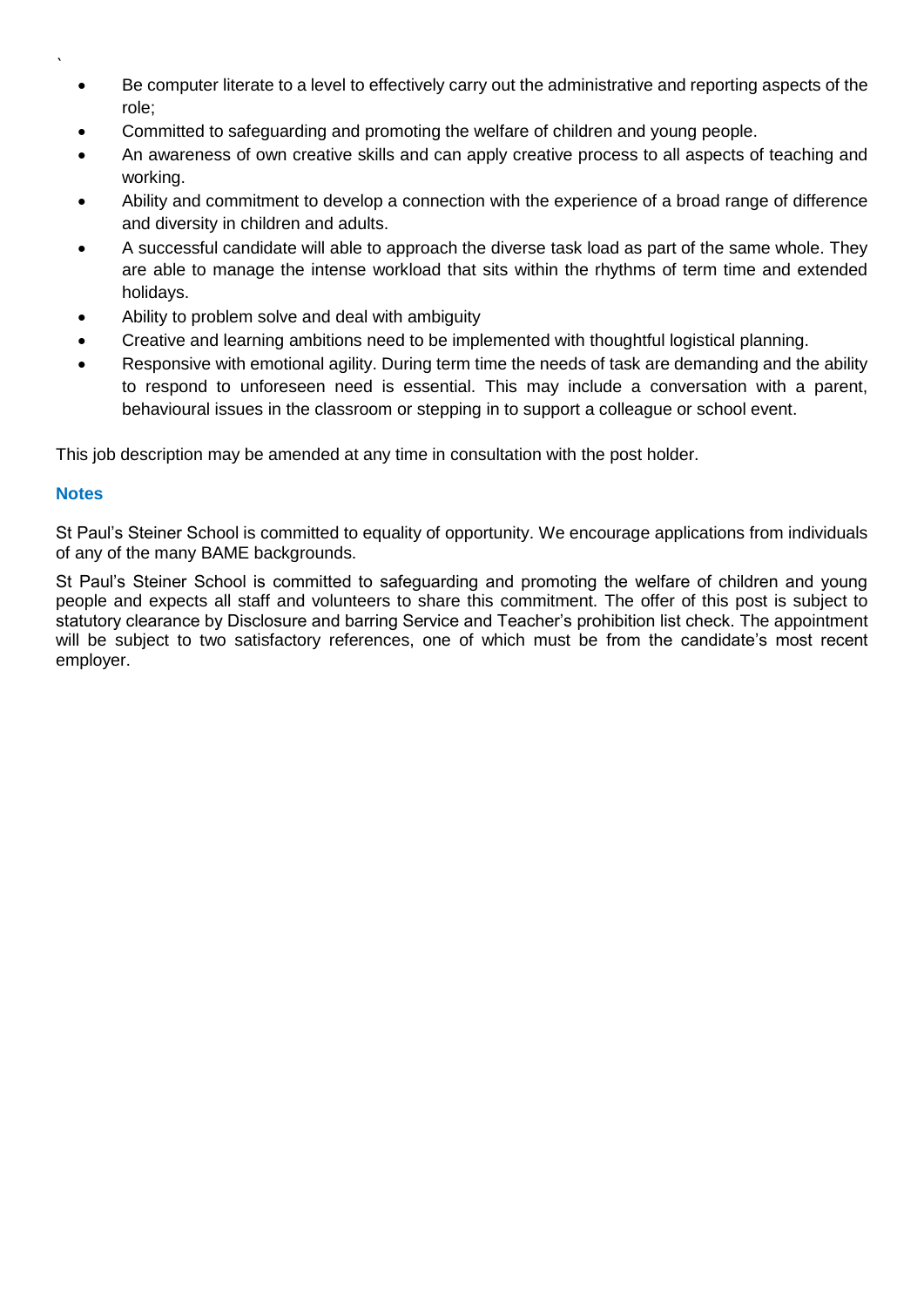`

- Be computer literate to a level to effectively carry out the administrative and reporting aspects of the role;
- Committed to safeguarding and promoting the welfare of children and young people.
- An awareness of own creative skills and can apply creative process to all aspects of teaching and working.
- Ability and commitment to develop a connection with the experience of a broad range of difference and diversity in children and adults.
- A successful candidate will able to approach the diverse task load as part of the same whole. They are able to manage the intense workload that sits within the rhythms of term time and extended holidays.
- Ability to problem solve and deal with ambiguity
- Creative and learning ambitions need to be implemented with thoughtful logistical planning.
- Responsive with emotional agility. During term time the needs of task are demanding and the ability to respond to unforeseen need is essential. This may include a conversation with a parent, behavioural issues in the classroom or stepping in to support a colleague or school event.

This job description may be amended at any time in consultation with the post holder.

### Notes

St Paul's Steiner School is committed to equality of opportunity. We encourage applications from individuals of any of the many BAME backgrounds.

St Paul's Steiner School is committed to safeguarding and promoting the welfare of children and young people and expects all staff and volunteers to share this commitment. The offer of this post is subject to statutory clearance by Disclosure and barring Service and Teacher's prohibition list check. The appointment will be subject to two satisfactory references, one of which must be from the candidate's most recent employer.